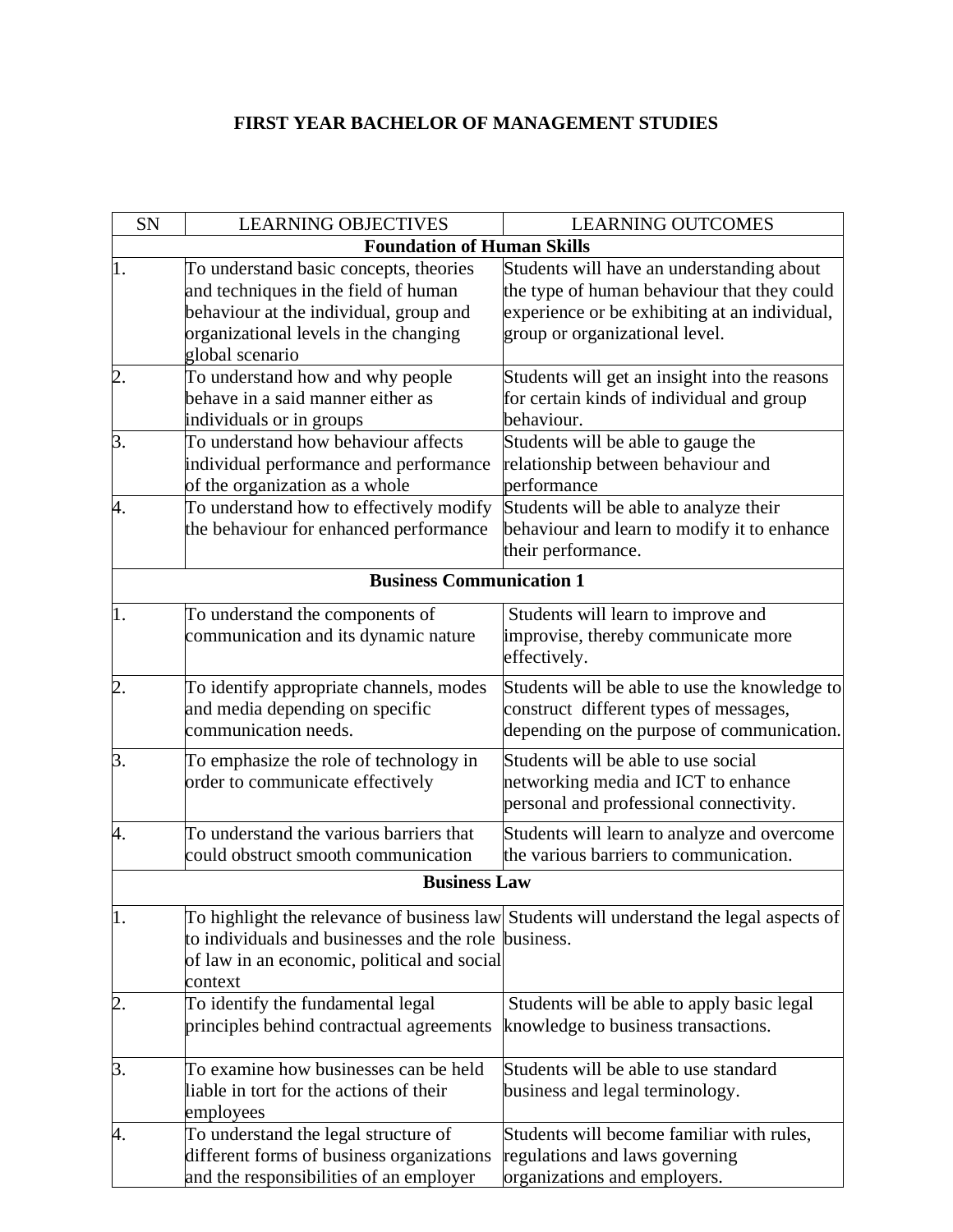# FIRST YEAR BACHELOR OF MANAGEMENT STUDIES

| SN | LEARNING OBJECTIVES | LEARNING OUTCOMES |
|---|---|---|
| **Foundation of Human Skills** | | |
| 1. | To understand basic concepts, theories and techniques in the field of human behaviour at the individual, group and organizational levels in the changing global scenario | Students will have an understanding about the type of human behaviour that they could experience or be exhibiting at an individual, group or organizational level. |
| 2. | To understand how and why people behave in a said manner either as individuals or in groups | Students will get an insight into the reasons for certain kinds of individual and group behaviour. |
| 3. | To understand how behaviour affects individual performance and performance of the organization as a whole | Students will be able to gauge the relationship between behaviour and performance |
| 4. | To understand how to effectively modify the behaviour for enhanced performance | Students will be able to analyze their behaviour and learn to modify it to enhance their performance. |
| **Business Communication 1** | | |
| 1. | To understand the components of communication and its dynamic nature | Students will learn to improve and improvise, thereby communicate more effectively. |
| 2. | To identify appropriate channels, modes and media depending on specific communication needs. | Students will be able to use the knowledge to construct different types of messages, depending on the purpose of communication. |
| 3. | To emphasize the role of technology in order to communicate effectively | Students will be able to use social networking media and ICT to enhance personal and professional connectivity. |
| 4. | To understand the various barriers that could obstruct smooth communication | Students will learn to analyze and overcome the various barriers to communication. |
| **Business Law** | | |
| 1. | To highlight the relevance of business law to individuals and businesses and the role of law in an economic, political and social context | Students will understand the legal aspects of business. |
| 2. | To identify the fundamental legal principles behind contractual agreements | Students will be able to apply basic legal knowledge to business transactions. |
| 3. | To examine how businesses can be held liable in tort for the actions of their employees | Students will be able to use standard business and legal terminology. |
| 4. | To understand the legal structure of different forms of business organizations and the responsibilities of an employer | Students will become familiar with rules, regulations and laws governing organizations and employers. |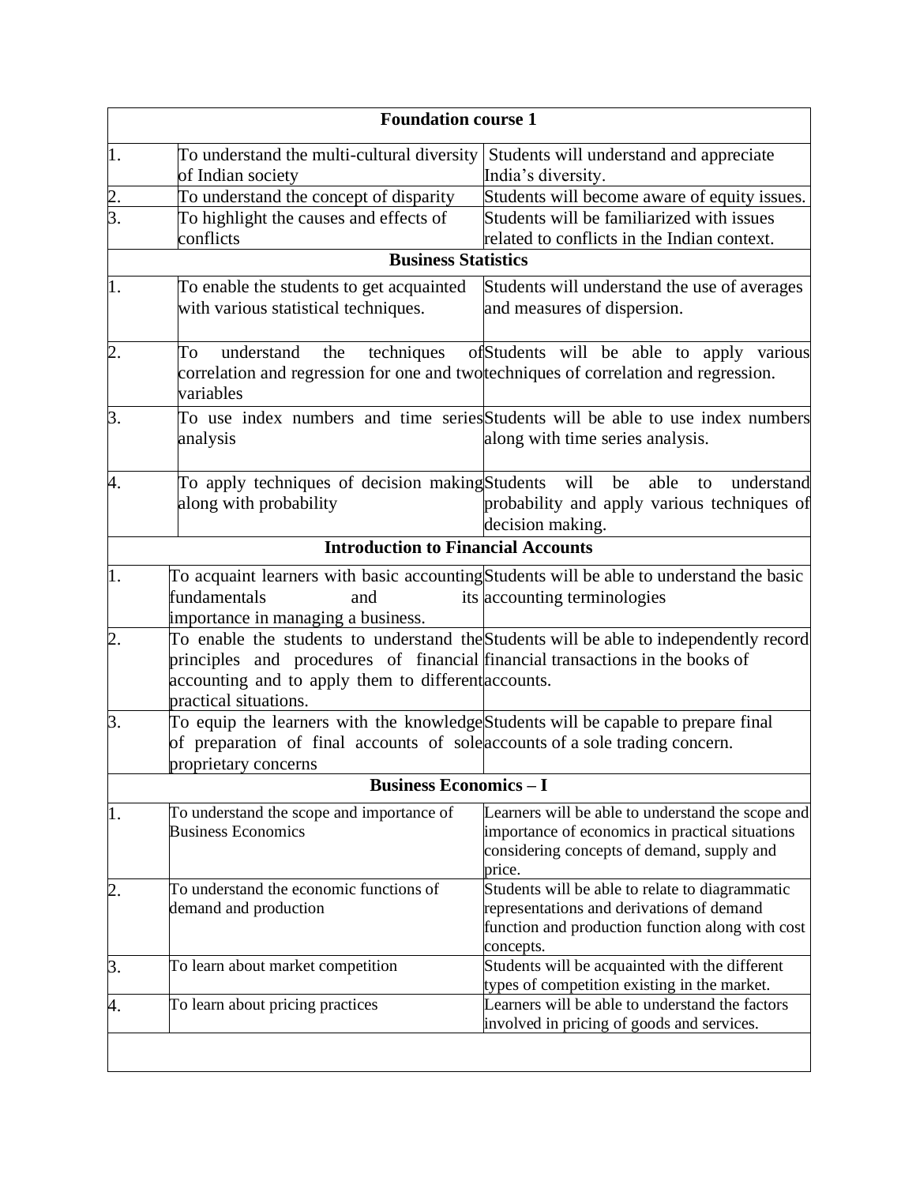| Foundation course 1 | | |
|---|---|---|
| 1. | To understand the multi-cultural diversity of Indian society | Students will understand and appreciate India's diversity. |
| 2. | To understand the concept of disparity | Students will become aware of equity issues. |
| 3. | To highlight the causes and effects of conflicts | Students will be familiarized with issues related to conflicts in the Indian context. |
| **Business Statistics** | | |
| 1. | To enable the students to get acquainted with various statistical techniques. | Students will understand the use of averages and measures of dispersion. |
| 2. | To understand the techniques of correlation and regression for one and two variables | Students will be able to apply various techniques of correlation and regression. |
| 3. | To use index numbers and time series analysis | Students will be able to use index numbers along with time series analysis. |
| 4. | To apply techniques of decision making along with probability | Students will be able to understand probability and apply various techniques of decision making. |
| **Introduction to Financial Accounts** | | |
| 1. | To acquaint learners with basic accounting fundamentals and its importance in managing a business. | Students will be able to understand the basic accounting terminologies |
| 2. | To enable the students to understand the principles and procedures of financial accounting and to apply them to different practical situations. | Students will be able to independently record financial transactions in the books of accounts. |
| 3. | To equip the learners with the knowledge of preparation of final accounts of sole proprietary concerns | Students will be capable to prepare final accounts of a sole trading concern. |
| **Business Economics – I** | | |
| 1. | To understand the scope and importance of Business Economics | Learners will be able to understand the scope and importance of economics in practical situations considering concepts of demand, supply and price. |
| 2. | To understand the economic functions of demand and production | Students will be able to relate to diagrammatic representations and derivations of demand function and production function along with cost concepts. |
| 3. | To learn about market competition | Students will be acquainted with the different types of competition existing in the market. |
| 4. | To learn about pricing practices | Learners will be able to understand the factors involved in pricing of goods and services. |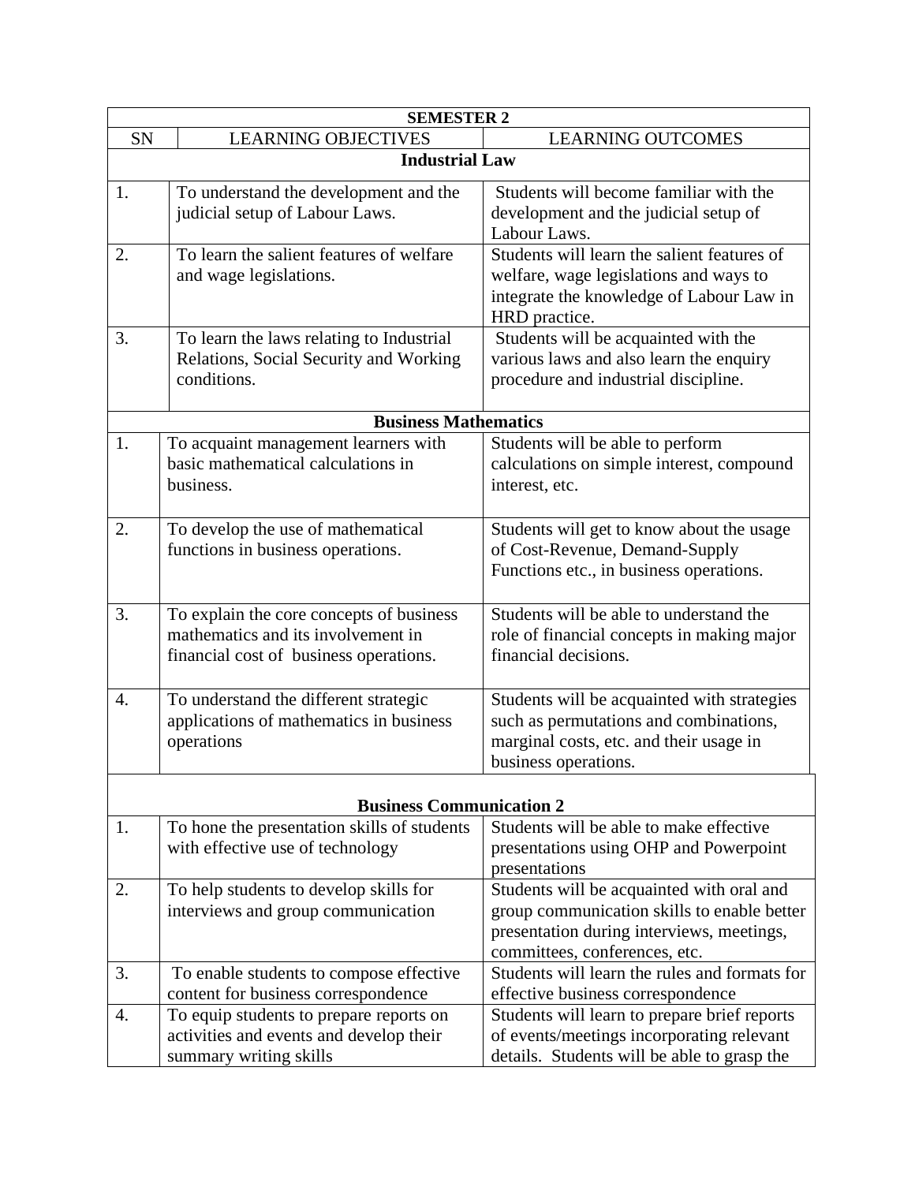| SEMESTER 2 | | |
|---|---|---|
| SN | LEARNING OBJECTIVES | LEARNING OUTCOMES |
| **Industrial Law** | | |
| 1. | To understand the development and the judicial setup of Labour Laws. | Students will become familiar with the development and the judicial setup of Labour Laws. |
| 2. | To learn the salient features of welfare and wage legislations. | Students will learn the salient features of welfare, wage legislations and ways to integrate the knowledge of Labour Law in HRD practice. |
| 3. | To learn the laws relating to Industrial Relations, Social Security and Working conditions. | Students will be acquainted with the various laws and also learn the enquiry procedure and industrial discipline. |
| **Business Mathematics** | | |
| 1. | To acquaint management learners with basic mathematical calculations in business. | Students will be able to perform calculations on simple interest, compound interest, etc. |
| 2. | To develop the use of mathematical functions in business operations. | Students will get to know about the usage of Cost-Revenue, Demand-Supply Functions etc., in business operations. |
| 3. | To explain the core concepts of business mathematics and its involvement in financial cost of business operations. | Students will be able to understand the role of financial concepts in making major financial decisions. |
| 4. | To understand the different strategic applications of mathematics in business operations | Students will be acquainted with strategies such as permutations and combinations, marginal costs, etc. and their usage in business operations. |
| **Business Communication 2** | | |
| 1. | To hone the presentation skills of students with effective use of technology | Students will be able to make effective presentations using OHP and Powerpoint presentations |
| 2. | To help students to develop skills for interviews and group communication | Students will be acquainted with oral and group communication skills to enable better presentation during interviews, meetings, committees, conferences, etc. |
| 3. | To enable students to compose effective content for business correspondence | Students will learn the rules and formats for effective business correspondence |
| 4. | To equip students to prepare reports on activities and events and develop their summary writing skills | Students will learn to prepare brief reports of events/meetings incorporating relevant details. Students will be able to grasp the |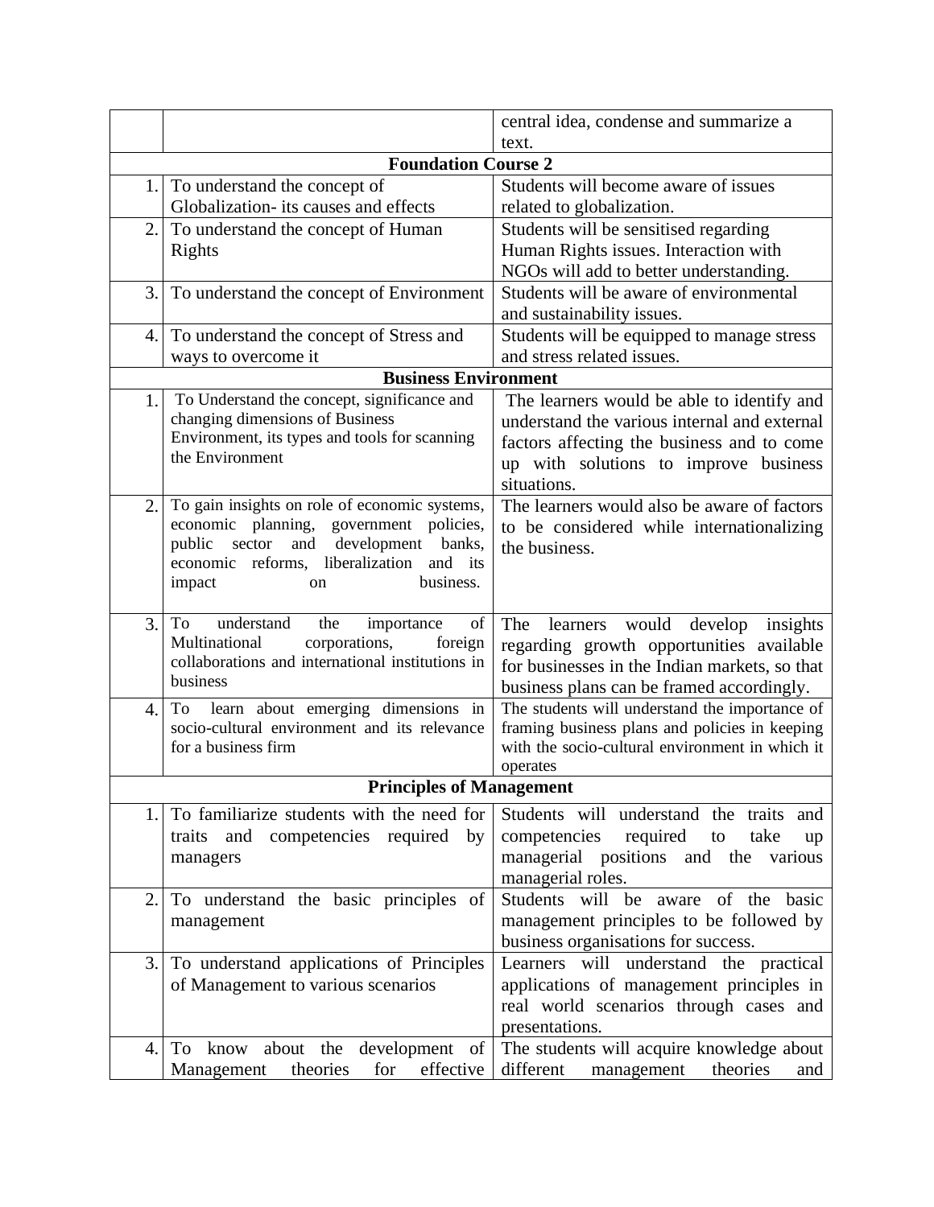| | | |
|---|---|---|
| | | central idea, condense and summarize a text. |
| **Foundation Course 2** | | |
| 1. | To understand the concept of Globalization- its causes and effects | Students will become aware of issues related to globalization. |
| 2. | To understand the concept of Human Rights | Students will be sensitised regarding Human Rights issues. Interaction with NGOs will add to better understanding. |
| 3. | To understand the concept of Environment | Students will be aware of environmental and sustainability issues. |
| 4. | To understand the concept of Stress and ways to overcome it | Students will be equipped to manage stress and stress related issues. |
| **Business Environment** | | |
| 1. | To Understand the concept, significance and changing dimensions of Business Environment, its types and tools for scanning the Environment | The learners would be able to identify and understand the various internal and external factors affecting the business and to come up with solutions to improve business situations. |
| 2. | To gain insights on role of economic systems, economic planning, government policies, public sector and development banks, economic reforms, liberalization and its impact on business. | The learners would also be aware of factors to be considered while internationalizing the business. |
| 3. | To understand the importance of Multinational corporations, foreign collaborations and international institutions in business | The learners would develop insights regarding growth opportunities available for businesses in the Indian markets, so that business plans can be framed accordingly. |
| 4. | To learn about emerging dimensions in socio-cultural environment and its relevance for a business firm | The students will understand the importance of framing business plans and policies in keeping with the socio-cultural environment in which it operates |
| **Principles of Management** | | |
| 1. | To familiarize students with the need for traits and competencies required by managers | Students will understand the traits and competencies required to take up managerial positions and the various managerial roles. |
| 2. | To understand the basic principles of management | Students will be aware of the basic management principles to be followed by business organisations for success. |
| 3. | To understand applications of Principles of Management to various scenarios | Learners will understand the practical applications of management principles in real world scenarios through cases and presentations. |
| 4. | To know about the development of Management theories for effective | The students will acquire knowledge about different management theories and |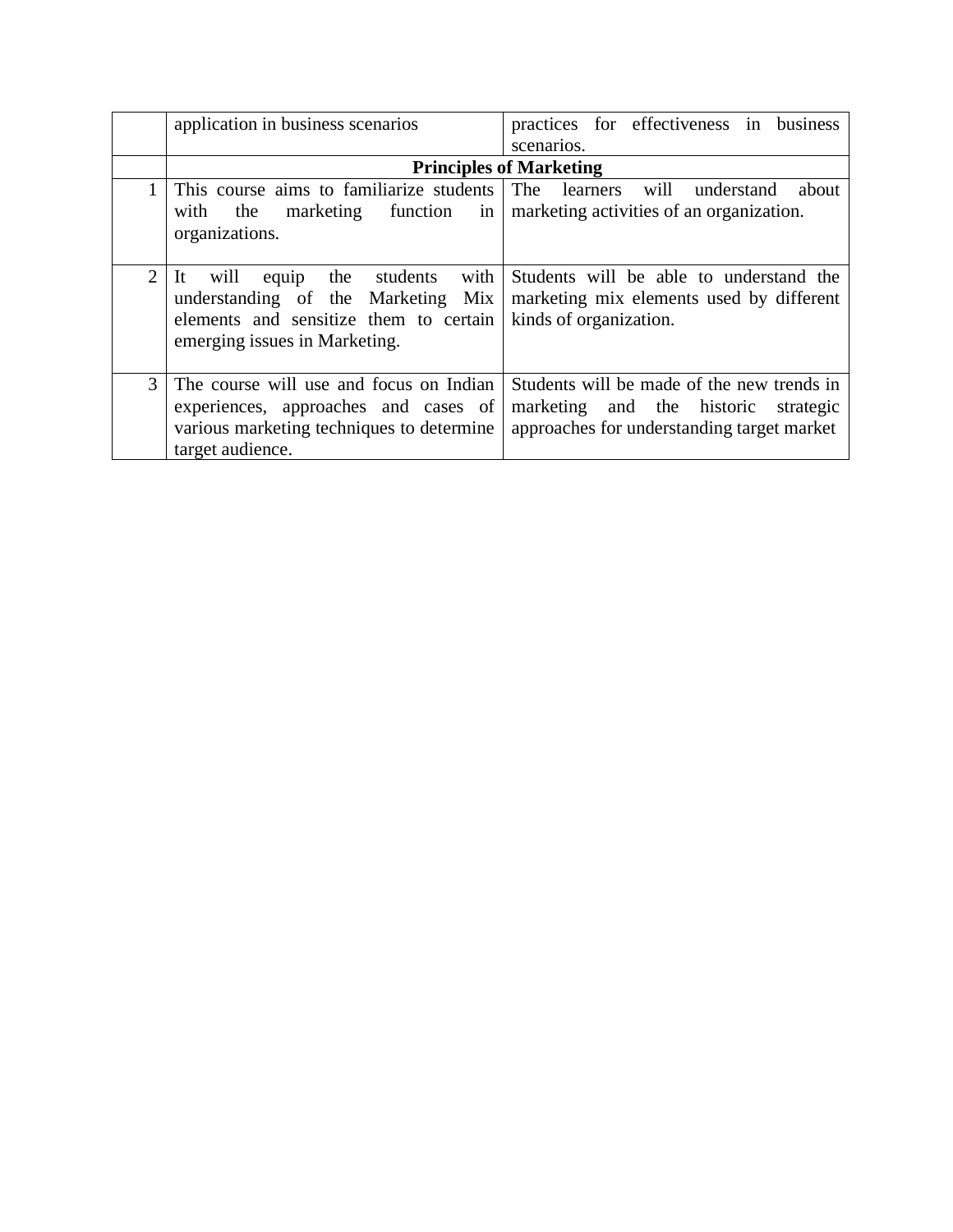| | | |
|---|---|---|
| | application in business scenarios | practices for effectiveness in business scenarios. |
| | **Principles of Marketing** | |
| 1 | This course aims to familiarize students with the marketing function in organizations. | The learners will understand about marketing activities of an organization. |
| 2 | It will equip the students with understanding of the Marketing Mix elements and sensitize them to certain emerging issues in Marketing. | Students will be able to understand the marketing mix elements used by different kinds of organization. |
| 3 | The course will use and focus on Indian experiences, approaches and cases of various marketing techniques to determine target audience. | Students will be made of the new trends in marketing and the historic strategic approaches for understanding target market |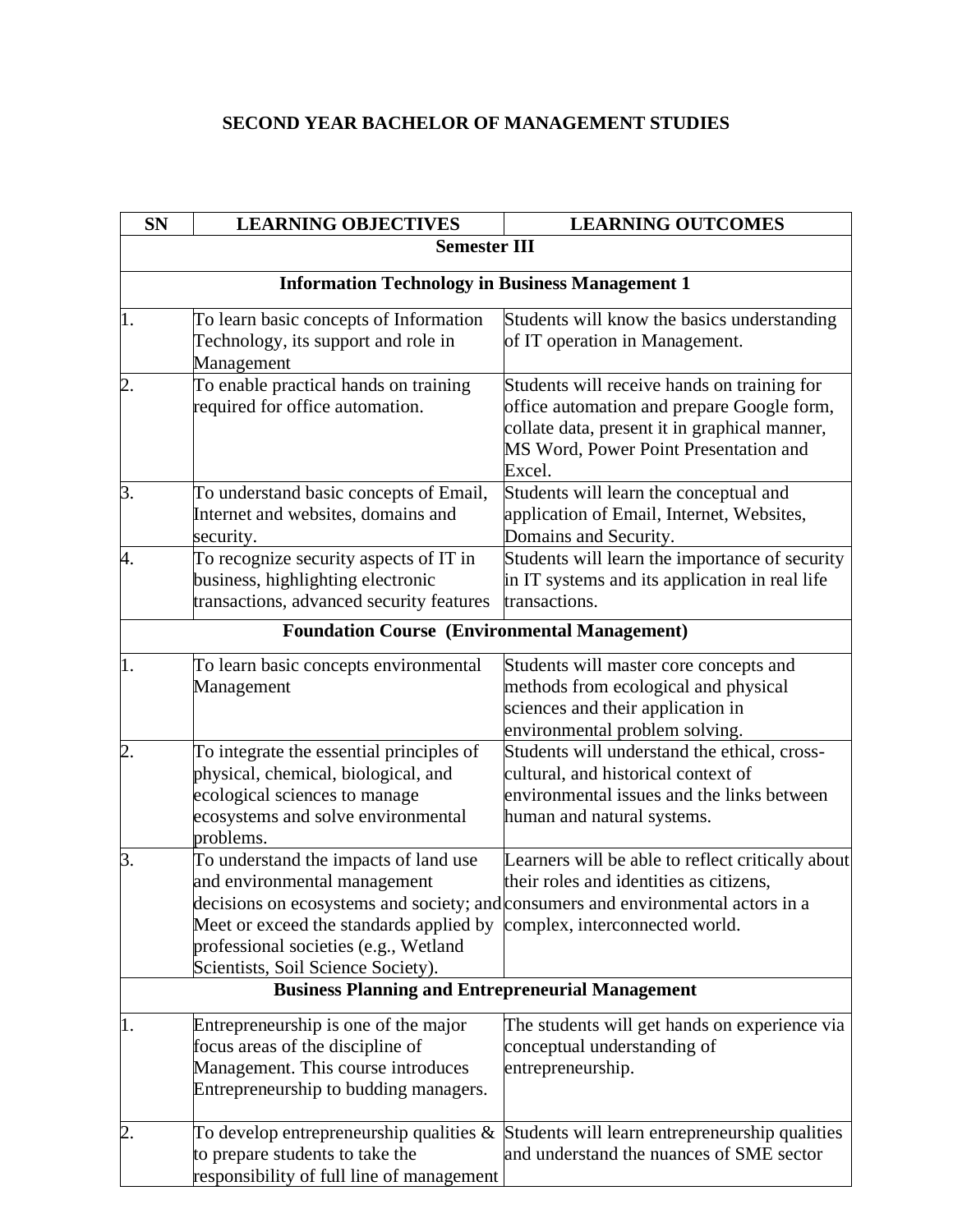## SECOND YEAR BACHELOR OF MANAGEMENT STUDIES

| SN | LEARNING OBJECTIVES | LEARNING OUTCOMES |
|---|---|---|
| **Semester III** | | |
| **Information Technology in Business Management 1** | | |
| 1. | To learn basic concepts of Information Technology, its support and role in Management | Students will know the basics understanding of IT operation in Management. |
| 2. | To enable practical hands on training required for office automation. | Students will receive hands on training for office automation and prepare Google form, collate data, present it in graphical manner, MS Word, Power Point Presentation and Excel. |
| 3. | To understand basic concepts of Email, Internet and websites, domains and security. | Students will learn the conceptual and application of Email, Internet, Websites, Domains and Security. |
| 4. | To recognize security aspects of IT in business, highlighting electronic transactions, advanced security features | Students will learn the importance of security in IT systems and its application in real life transactions. |
| **Foundation Course (Environmental Management)** | | |
| 1. | To learn basic concepts environmental Management | Students will master core concepts and methods from ecological and physical sciences and their application in environmental problem solving. |
| 2. | To integrate the essential principles of physical, chemical, biological, and ecological sciences to manage ecosystems and solve environmental problems. | Students will understand the ethical, cross-cultural, and historical context of environmental issues and the links between human and natural systems. |
| 3. | To understand the impacts of land use and environmental management decisions on ecosystems and society; and Meet or exceed the standards applied by professional societies (e.g., Wetland Scientists, Soil Science Society). | Learners will be able to reflect critically about their roles and identities as citizens, consumers and environmental actors in a complex, interconnected world. |
| **Business Planning and Entrepreneurial Management** | | |
| 1. | Entrepreneurship is one of the major focus areas of the discipline of Management. This course introduces Entrepreneurship to budding managers. | The students will get hands on experience via conceptual understanding of entrepreneurship. |
| 2. | To develop entrepreneurship qualities & to prepare students to take the responsibility of full line of management | Students will learn entrepreneurship qualities and understand the nuances of SME sector |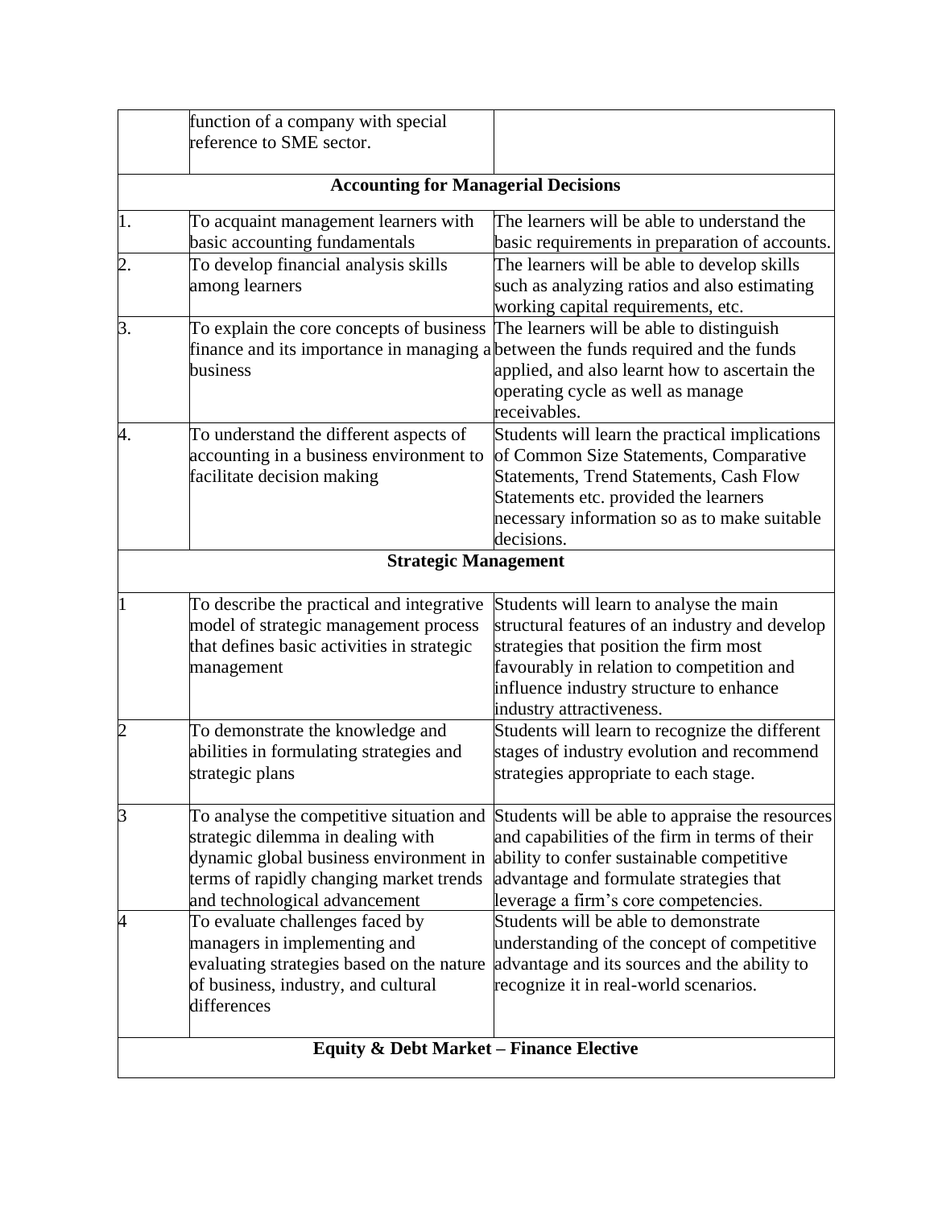| | | |
|---|---|---|
| | function of a company with special reference to SME sector. | |
| **Accounting for Managerial Decisions** | | |
| 1. | To acquaint management learners with basic accounting fundamentals | The learners will be able to understand the basic requirements in preparation of accounts. |
| 2. | To develop financial analysis skills among learners | The learners will be able to develop skills such as analyzing ratios and also estimating working capital requirements, etc. |
| 3. | To explain the core concepts of business finance and its importance in managing a business | The learners will be able to distinguish between the funds required and the funds applied, and also learnt how to ascertain the operating cycle as well as manage receivables. |
| 4. | To understand the different aspects of accounting in a business environment to facilitate decision making | Students will learn the practical implications of Common Size Statements, Comparative Statements, Trend Statements, Cash Flow Statements etc. provided the learners necessary information so as to make suitable decisions. |
| **Strategic Management** | | |
| 1 | To describe the practical and integrative model of strategic management process that defines basic activities in strategic management | Students will learn to analyse the main structural features of an industry and develop strategies that position the firm most favourably in relation to competition and influence industry structure to enhance industry attractiveness. |
| 2 | To demonstrate the knowledge and abilities in formulating strategies and strategic plans | Students will learn to recognize the different stages of industry evolution and recommend strategies appropriate to each stage. |
| 3 | To analyse the competitive situation and strategic dilemma in dealing with dynamic global business environment in terms of rapidly changing market trends and technological advancement | Students will be able to appraise the resources and capabilities of the firm in terms of their ability to confer sustainable competitive advantage and formulate strategies that leverage a firm's core competencies. |
| 4 | To evaluate challenges faced by managers in implementing and evaluating strategies based on the nature of business, industry, and cultural differences | Students will be able to demonstrate understanding of the concept of competitive advantage and its sources and the ability to recognize it in real-world scenarios. |
| **Equity & Debt Market – Finance Elective** | | |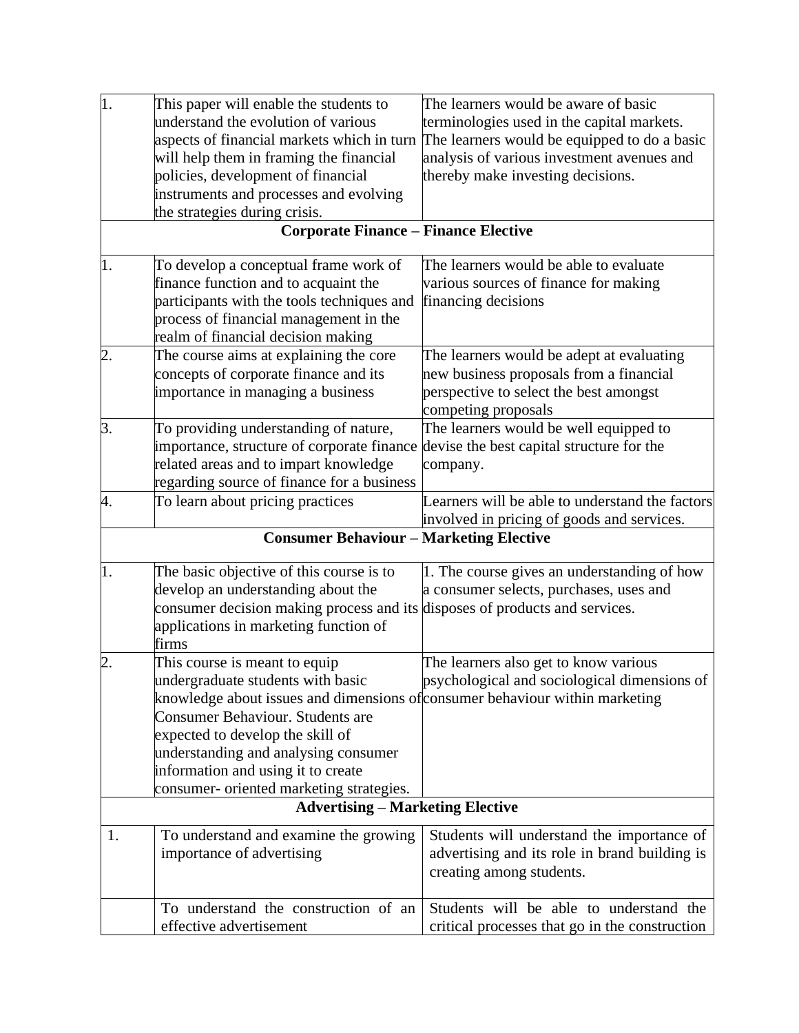| | | |
|---|---|---|
| 1. | This paper will enable the students to understand the evolution of various aspects of financial markets which in turn will help them in framing the financial policies, development of financial instruments and processes and evolving the strategies during crisis. | The learners would be aware of basic terminologies used in the capital markets. The learners would be equipped to do a basic analysis of various investment avenues and thereby make investing decisions. |
| **Corporate Finance – Finance Elective** | | |
| 1. | To develop a conceptual frame work of finance function and to acquaint the participants with the tools techniques and process of financial management in the realm of financial decision making | The learners would be able to evaluate various sources of finance for making financing decisions |
| 2. | The course aims at explaining the core concepts of corporate finance and its importance in managing a business | The learners would be adept at evaluating new business proposals from a financial perspective to select the best amongst competing proposals |
| 3. | To providing understanding of nature, importance, structure of corporate finance related areas and to impart knowledge regarding source of finance for a business | The learners would be well equipped to devise the best capital structure for the company. |
| 4. | To learn about pricing practices | Learners will be able to understand the factors involved in pricing of goods and services. |
| **Consumer Behaviour – Marketing Elective** | | |
| 1. | The basic objective of this course is to develop an understanding about the consumer decision making process and its applications in marketing function of firms | 1. The course gives an understanding of how a consumer selects, purchases, uses and disposes of products and services. |
| 2. | This course is meant to equip undergraduate students with basic knowledge about issues and dimensions of Consumer Behaviour. Students are expected to develop the skill of understanding and analysing consumer information and using it to create consumer- oriented marketing strategies. | The learners also get to know various psychological and sociological dimensions of consumer behaviour within marketing |
| **Advertising – Marketing Elective** | | |
| 1. | To understand and examine the growing importance of advertising | Students will understand the importance of advertising and its role in brand building is creating among students. |
| | To understand the construction of an effective advertisement | Students will be able to understand the critical processes that go in the construction |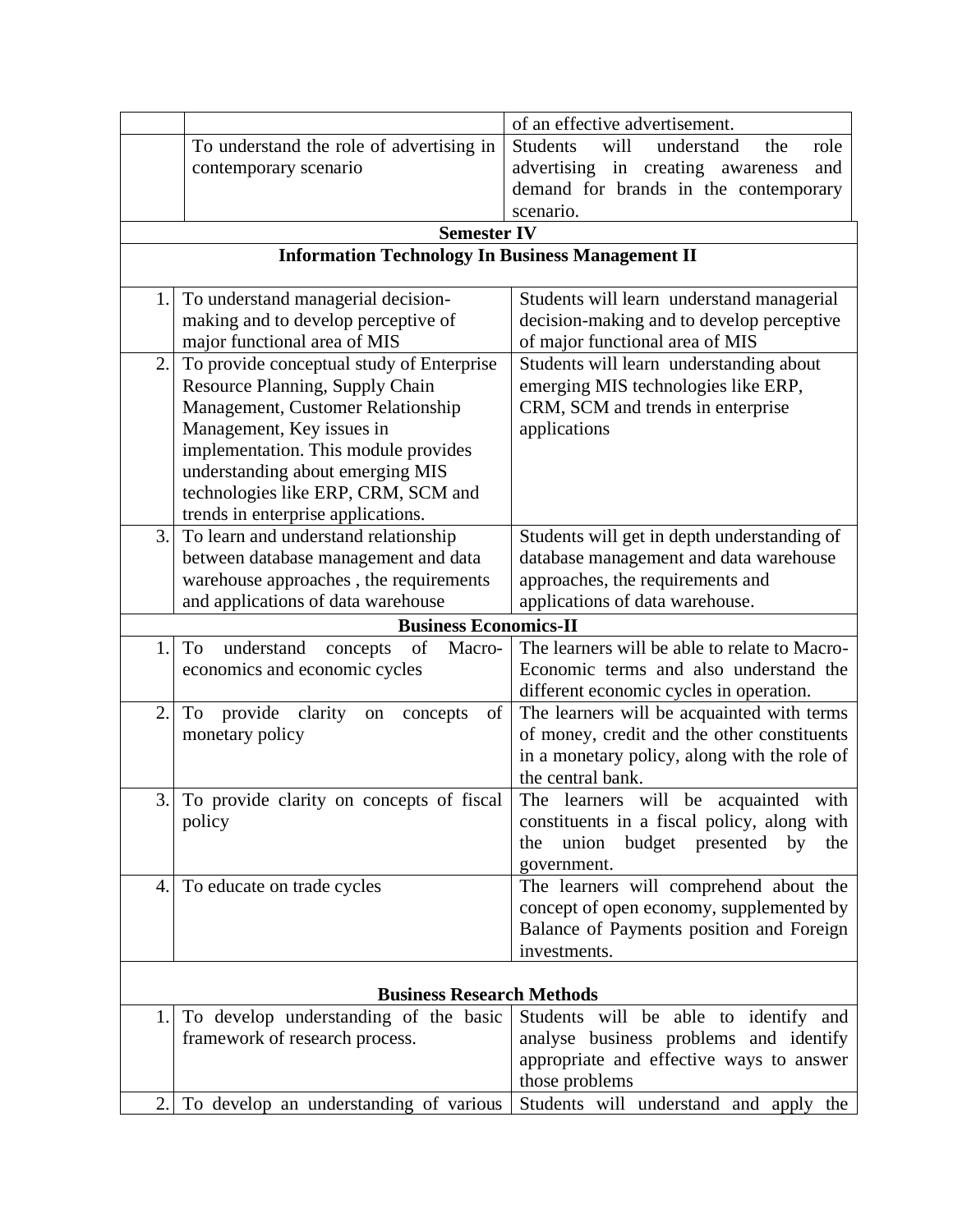| | | |
|---|---|---|
| | | of an effective advertisement. |
| | To understand the role of advertising in contemporary scenario | Students will understand the role advertising in creating awareness and demand for brands in the contemporary scenario. |
| **Semester IV** | | |
| **Information Technology In Business Management II** | | |
| 1. | To understand managerial decision-making and to develop perceptive of major functional area of MIS | Students will learn understand managerial decision-making and to develop perceptive of major functional area of MIS |
| 2. | To provide conceptual study of Enterprise Resource Planning, Supply Chain Management, Customer Relationship Management, Key issues in implementation. This module provides understanding about emerging MIS technologies like ERP, CRM, SCM and trends in enterprise applications. | Students will learn understanding about emerging MIS technologies like ERP, CRM, SCM and trends in enterprise applications |
| 3. | To learn and understand relationship between database management and data warehouse approaches , the requirements and applications of data warehouse | Students will get in depth understanding of database management and data warehouse approaches, the requirements and applications of data warehouse. |
| **Business Economics-II** | | |
| 1. | To understand concepts of Macro-economics and economic cycles | The learners will be able to relate to Macro-Economic terms and also understand the different economic cycles in operation. |
| 2. | To provide clarity on concepts of monetary policy | The learners will be acquainted with terms of money, credit and the other constituents in a monetary policy, along with the role of the central bank. |
| 3. | To provide clarity on concepts of fiscal policy | The learners will be acquainted with constituents in a fiscal policy, along with the union budget presented by the government. |
| 4. | To educate on trade cycles | The learners will comprehend about the concept of open economy, supplemented by Balance of Payments position and Foreign investments. |
| **Business Research Methods** | | |
| 1. | To develop understanding of the basic framework of research process. | Students will be able to identify and analyse business problems and identify appropriate and effective ways to answer those problems |
| 2. | To develop an understanding of various | Students will understand and apply the |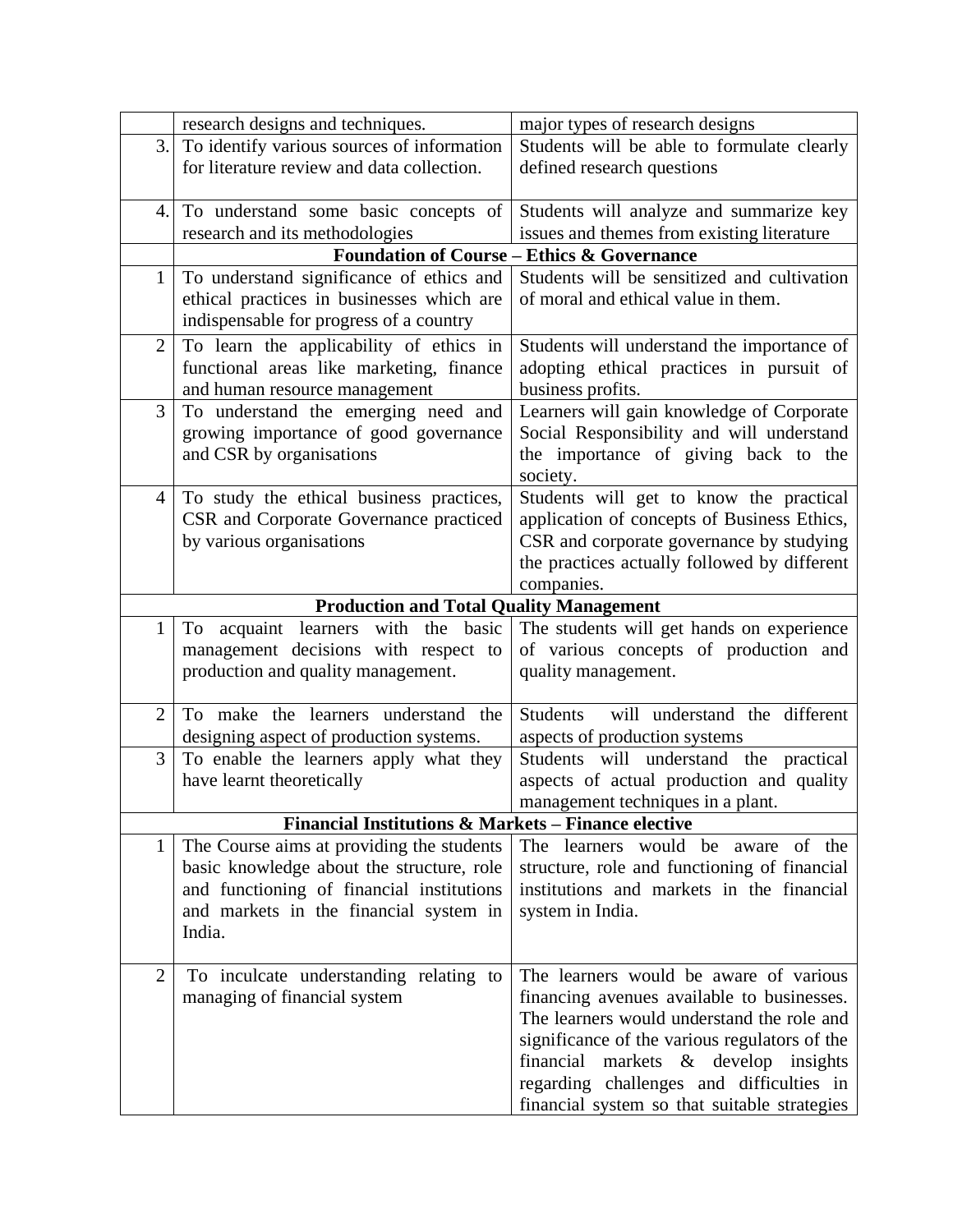| | | |
|---|---|---|
| | research designs and techniques. | major types of research designs |
| 3. | To identify various sources of information for literature review and data collection. | Students will be able to formulate clearly defined research questions |
| 4. | To understand some basic concepts of research and its methodologies | Students will analyze and summarize key issues and themes from existing literature |
| | **Foundation of Course – Ethics & Governance** | |
| 1 | To understand significance of ethics and ethical practices in businesses which are indispensable for progress of a country | Students will be sensitized and cultivation of moral and ethical value in them. |
| 2 | To learn the applicability of ethics in functional areas like marketing, finance and human resource management | Students will understand the importance of adopting ethical practices in pursuit of business profits. |
| 3 | To understand the emerging need and growing importance of good governance and CSR by organisations | Learners will gain knowledge of Corporate Social Responsibility and will understand the importance of giving back to the society. |
| 4 | To study the ethical business practices, CSR and Corporate Governance practiced by various organisations | Students will get to know the practical application of concepts of Business Ethics, CSR and corporate governance by studying the practices actually followed by different companies. |
| | **Production and Total Quality Management** | |
| 1 | To acquaint learners with the basic management decisions with respect to production and quality management. | The students will get hands on experience of various concepts of production and quality management. |
| 2 | To make the learners understand the designing aspect of production systems. | Students will understand the different aspects of production systems |
| 3 | To enable the learners apply what they have learnt theoretically | Students will understand the practical aspects of actual production and quality management techniques in a plant. |
| | **Financial Institutions & Markets – Finance elective** | |
| 1 | The Course aims at providing the students basic knowledge about the structure, role and functioning of financial institutions and markets in the financial system in India. | The learners would be aware of the structure, role and functioning of financial institutions and markets in the financial system in India. |
| 2 | To inculcate understanding relating to managing of financial system | The learners would be aware of various financing avenues available to businesses. The learners would understand the role and significance of the various regulators of the financial markets & develop insights regarding challenges and difficulties in financial system so that suitable strategies |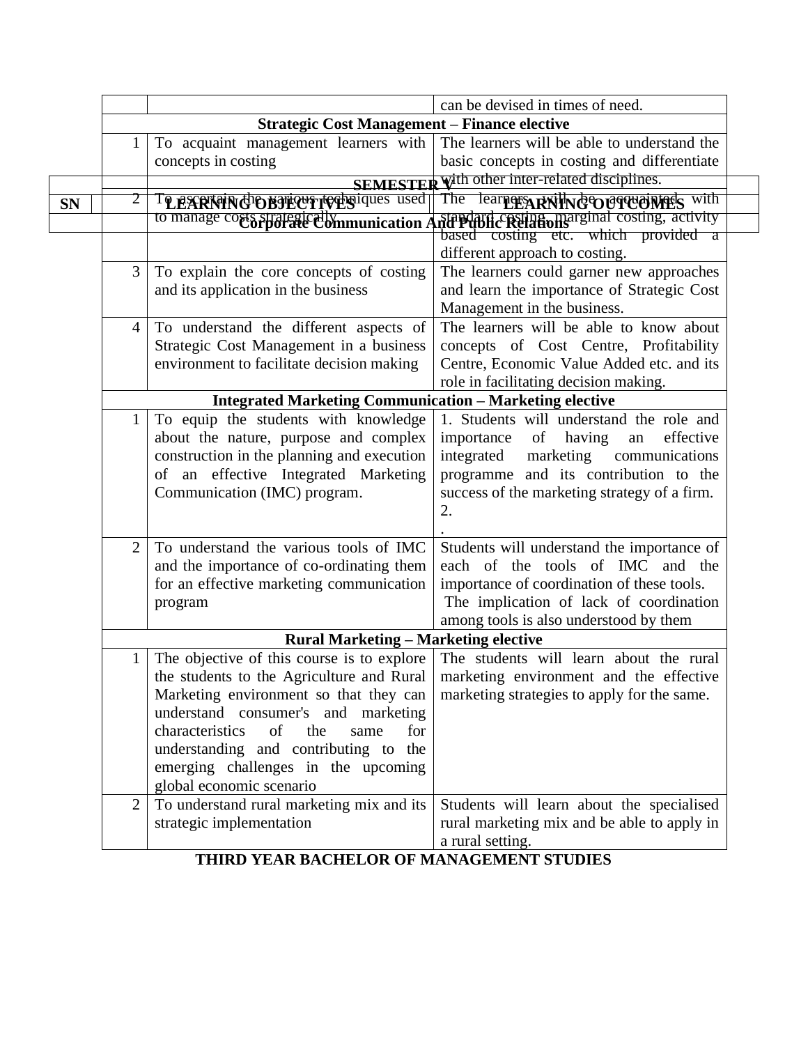| SN | LEARNING OBJECTIVES | LEARNING OUTCOMES |
|---|---|---|
| | | can be devised in times of need. |
| **Strategic Cost Management – Finance elective** | | |
| 1 | To acquaint management learners with concepts in costing | The learners will be able to understand the basic concepts in costing and differentiate with other inter-related disciplines. |
| 2 | To ascertain the various techniques used to manage costs strategically | The learners will be acquainted with standard costing, marginal costing, activity based costing etc. which provided a different approach to costing. |
| 3 | To explain the core concepts of costing and its application in the business | The learners could garner new approaches and learn the importance of Strategic Cost Management in the business. |
| 4 | To understand the different aspects of Strategic Cost Management in a business environment to facilitate decision making | The learners will be able to know about concepts of Cost Centre, Profitability Centre, Economic Value Added etc. and its role in facilitating decision making. |
| **Integrated Marketing Communication – Marketing elective** | | |
| 1 | To equip the students with knowledge about the nature, purpose and complex construction in the planning and execution of an effective Integrated Marketing Communication (IMC) program. | 1. Students will understand the role and importance of having an effective integrated marketing communications programme and its contribution to the success of the marketing strategy of a firm. 2. . |
| 2 | To understand the various tools of IMC and the importance of co-ordinating them for an effective marketing communication program | Students will understand the importance of each of the tools of IMC and the importance of coordination of these tools. The implication of lack of coordination among tools is also understood by them |
| **Rural Marketing – Marketing elective** | | |
| 1 | The objective of this course is to explore the students to the Agriculture and Rural Marketing environment so that they can understand consumer's and marketing characteristics of the same for understanding and contributing to the emerging challenges in the upcoming global economic scenario | The students will learn about the rural marketing environment and the effective marketing strategies to apply for the same. |
| 2 | To understand rural marketing mix and its strategic implementation | Students will learn about the specialised rural marketing mix and be able to apply in a rural setting. |

**THIRD YEAR BACHELOR OF MANAGEMENT STUDIES**

**SEMESTER V**

**Corporate Communication And Public Relations**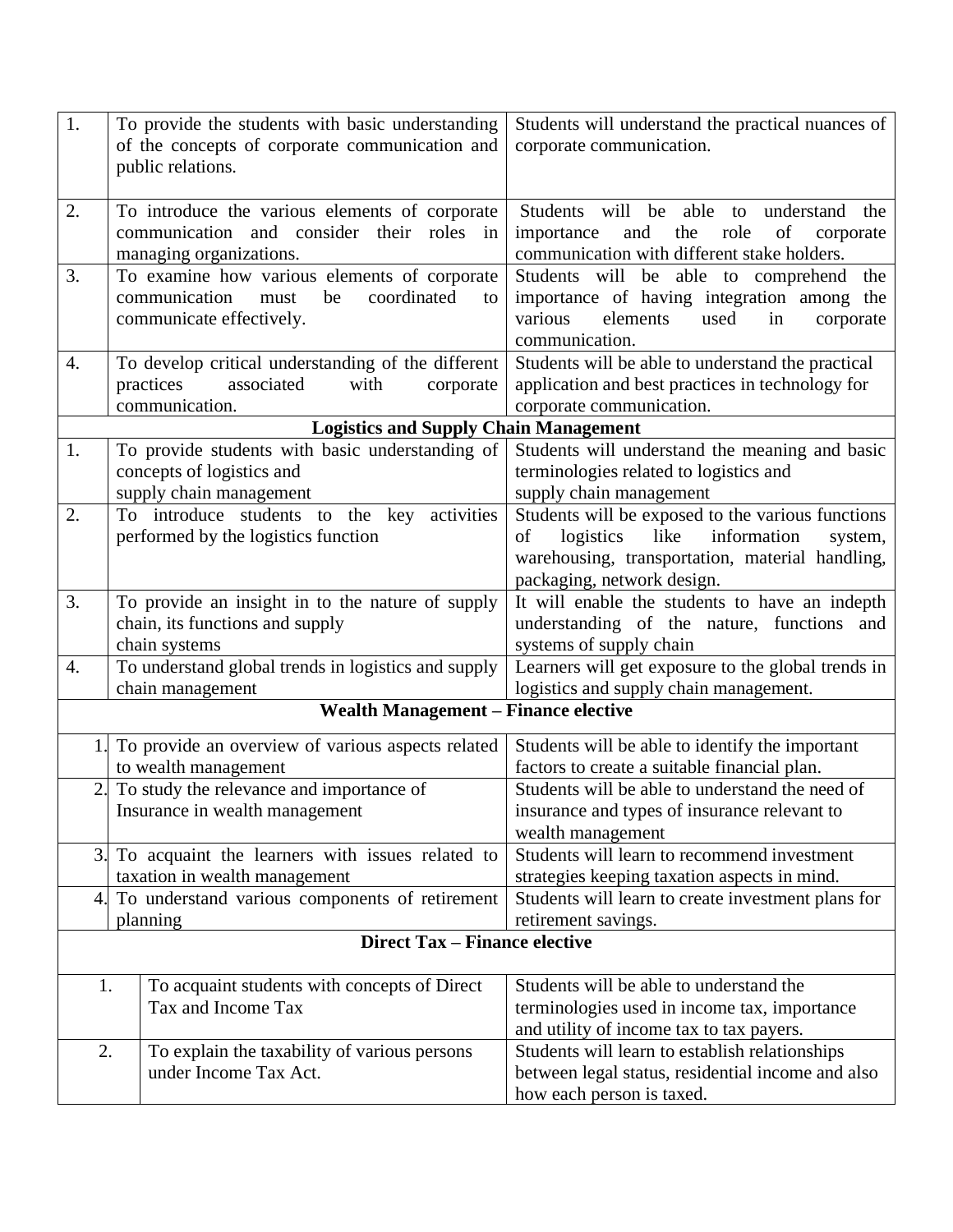| | | |
|---|---|---|
| 1. | To provide the students with basic understanding of the concepts of corporate communication and public relations. | Students will understand the practical nuances of corporate communication. |
| 2. | To introduce the various elements of corporate communication and consider their roles in managing organizations. | Students will be able to understand the importance and the role of corporate communication with different stake holders. |
| 3. | To examine how various elements of corporate communication must be coordinated to communicate effectively. | Students will be able to comprehend the importance of having integration among the various elements used in corporate communication. |
| 4. | To develop critical understanding of the different practices associated with corporate communication. | Students will be able to understand the practical application and best practices in technology for corporate communication. |
| | **Logistics and Supply Chain Management** | |
| 1. | To provide students with basic understanding of concepts of logistics and supply chain management | Students will understand the meaning and basic terminologies related to logistics and supply chain management |
| 2. | To introduce students to the key activities performed by the logistics function | Students will be exposed to the various functions of logistics like information system, warehousing, transportation, material handling, packaging, network design. |
| 3. | To provide an insight in to the nature of supply chain, its functions and supply chain systems | It will enable the students to have an indepth understanding of the nature, functions and systems of supply chain |
| 4. | To understand global trends in logistics and supply chain management | Learners will get exposure to the global trends in logistics and supply chain management. |
| | **Wealth Management – Finance elective** | |
| 1. | To provide an overview of various aspects related to wealth management | Students will be able to identify the important factors to create a suitable financial plan. |
| 2. | To study the relevance and importance of Insurance in wealth management | Students will be able to understand the need of insurance and types of insurance relevant to wealth management |
| 3. | To acquaint the learners with issues related to taxation in wealth management | Students will learn to recommend investment strategies keeping taxation aspects in mind. |
| 4. | To understand various components of retirement planning | Students will learn to create investment plans for retirement savings. |
| | **Direct Tax – Finance elective** | |
| 1. | To acquaint students with concepts of Direct Tax and Income Tax | Students will be able to understand the terminologies used in income tax, importance and utility of income tax to tax payers. |
| 2. | To explain the taxability of various persons under Income Tax Act. | Students will learn to establish relationships between legal status, residential income and also how each person is taxed. |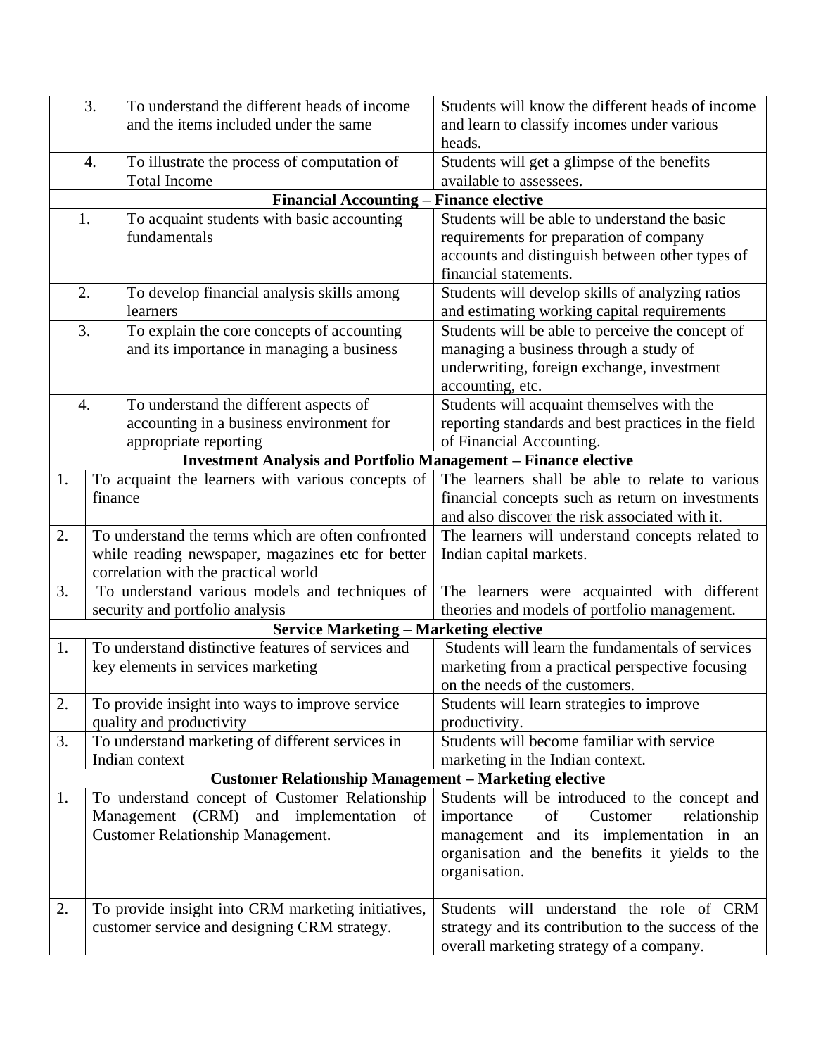| | | |
|---|---|---|
| 3. | To understand the different heads of income and the items included under the same | Students will know the different heads of income and learn to classify incomes under various heads. |
| 4. | To illustrate the process of computation of Total Income | Students will get a glimpse of the benefits available to assessees. |
| | **Financial Accounting – Finance elective** | |
| 1. | To acquaint students with basic accounting fundamentals | Students will be able to understand the basic requirements for preparation of company accounts and distinguish between other types of financial statements. |
| 2. | To develop financial analysis skills among learners | Students will develop skills of analyzing ratios and estimating working capital requirements |
| 3. | To explain the core concepts of accounting and its importance in managing a business | Students will be able to perceive the concept of managing a business through a study of underwriting, foreign exchange, investment accounting, etc. |
| 4. | To understand the different aspects of accounting in a business environment for appropriate reporting | Students will acquaint themselves with the reporting standards and best practices in the field of Financial Accounting. |
| | **Investment Analysis and Portfolio Management – Finance elective** | |
| 1. | To acquaint the learners with various concepts of finance | The learners shall be able to relate to various financial concepts such as return on investments and also discover the risk associated with it. |
| 2. | To understand the terms which are often confronted while reading newspaper, magazines etc for better correlation with the practical world | The learners will understand concepts related to Indian capital markets. |
| 3. | To understand various models and techniques of security and portfolio analysis | The learners were acquainted with different theories and models of portfolio management. |
| | **Service Marketing – Marketing elective** | |
| 1. | To understand distinctive features of services and key elements in services marketing | Students will learn the fundamentals of services marketing from a practical perspective focusing on the needs of the customers. |
| 2. | To provide insight into ways to improve service quality and productivity | Students will learn strategies to improve productivity. |
| 3. | To understand marketing of different services in Indian context | Students will become familiar with service marketing in the Indian context. |
| | **Customer Relationship Management – Marketing elective** | |
| 1. | To understand concept of Customer Relationship Management (CRM) and implementation of Customer Relationship Management. | Students will be introduced to the concept and importance of Customer relationship management and its implementation in an organisation and the benefits it yields to the organisation. |
| 2. | To provide insight into CRM marketing initiatives, customer service and designing CRM strategy. | Students will understand the role of CRM strategy and its contribution to the success of the overall marketing strategy of a company. |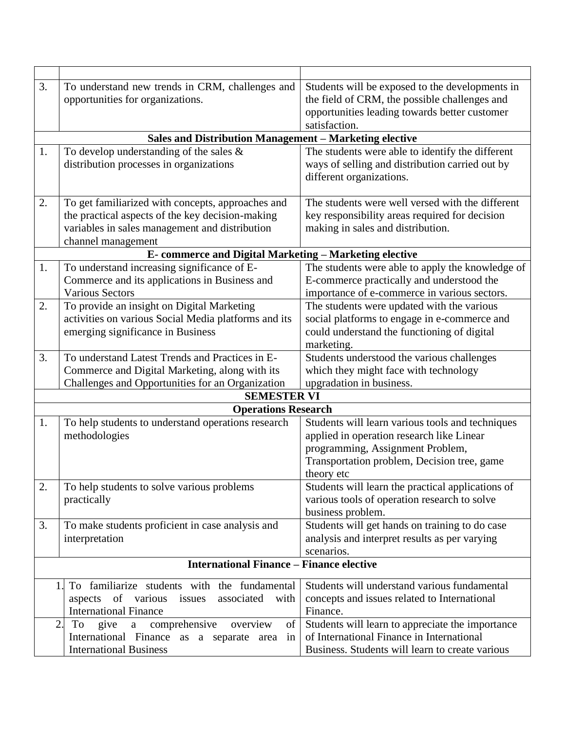| | | |
|---|---|---|
| 3. | To understand new trends in CRM, challenges and opportunities for organizations. | Students will be exposed to the developments in the field of CRM, the possible challenges and opportunities leading towards better customer satisfaction. |
| | **Sales and Distribution Management – Marketing elective** | |
| 1. | To develop understanding of the sales & distribution processes in organizations | The students were able to identify the different ways of selling and distribution carried out by different organizations. |
| 2. | To get familiarized with concepts, approaches and the practical aspects of the key decision-making variables in sales management and distribution channel management | The students were well versed with the different key responsibility areas required for decision making in sales and distribution. |
| | **E- commerce and Digital Marketing – Marketing elective** | |
| 1. | To understand increasing significance of E-Commerce and its applications in Business and Various Sectors | The students were able to apply the knowledge of E-commerce practically and understood the importance of e-commerce in various sectors. |
| 2. | To provide an insight on Digital Marketing activities on various Social Media platforms and its emerging significance in Business | The students were updated with the various social platforms to engage in e-commerce and could understand the functioning of digital marketing. |
| 3. | To understand Latest Trends and Practices in E-Commerce and Digital Marketing, along with its Challenges and Opportunities for an Organization | Students understood the various challenges which they might face with technology upgradation in business. |
| | **SEMESTER VI** | |
| | **Operations Research** | |
| 1. | To help students to understand operations research methodologies | Students will learn various tools and techniques applied in operation research like Linear programming, Assignment Problem, Transportation problem, Decision tree, game theory etc |
| 2. | To help students to solve various problems practically | Students will learn the practical applications of various tools of operation research to solve business problem. |
| 3. | To make students proficient in case analysis and interpretation | Students will get hands on training to do case analysis and interpret results as per varying scenarios. |
| | **International Finance – Finance elective** | |
| 1. | To familiarize students with the fundamental aspects of various issues associated with International Finance | Students will understand various fundamental concepts and issues related to International Finance. |
| 2. | To give a comprehensive overview of International Finance as a separate area in International Business | Students will learn to appreciate the importance of International Finance in International Business. Students will learn to create various |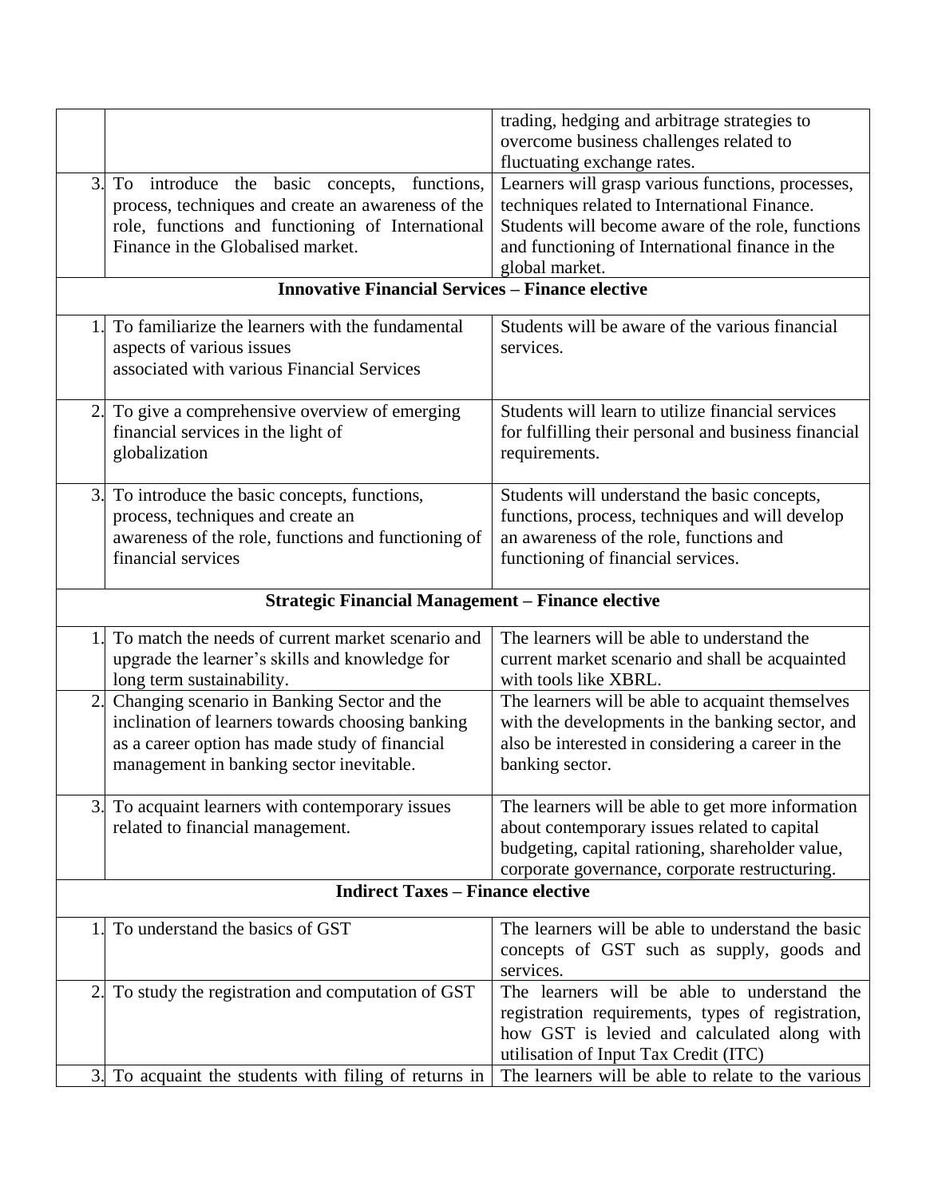| | | |
|---|---|---|
| | | trading, hedging and arbitrage strategies to overcome business challenges related to fluctuating exchange rates. |
| 3. | To introduce the basic concepts, functions, process, techniques and create an awareness of the role, functions and functioning of International Finance in the Globalised market. | Learners will grasp various functions, processes, techniques related to International Finance. Students will become aware of the role, functions and functioning of International finance in the global market. |
| | **Innovative Financial Services – Finance elective** | |
| 1. | To familiarize the learners with the fundamental aspects of various issues associated with various Financial Services | Students will be aware of the various financial services. |
| 2. | To give a comprehensive overview of emerging financial services in the light of globalization | Students will learn to utilize financial services for fulfilling their personal and business financial requirements. |
| 3. | To introduce the basic concepts, functions, process, techniques and create an awareness of the role, functions and functioning of financial services | Students will understand the basic concepts, functions, process, techniques and will develop an awareness of the role, functions and functioning of financial services. |
| | **Strategic Financial Management – Finance elective** | |
| 1. | To match the needs of current market scenario and upgrade the learner's skills and knowledge for long term sustainability. | The learners will be able to understand the current market scenario and shall be acquainted with tools like XBRL. |
| 2. | Changing scenario in Banking Sector and the inclination of learners towards choosing banking as a career option has made study of financial management in banking sector inevitable. | The learners will be able to acquaint themselves with the developments in the banking sector, and also be interested in considering a career in the banking sector. |
| 3. | To acquaint learners with contemporary issues related to financial management. | The learners will be able to get more information about contemporary issues related to capital budgeting, capital rationing, shareholder value, corporate governance, corporate restructuring. |
| | **Indirect Taxes – Finance elective** | |
| 1. | To understand the basics of GST | The learners will be able to understand the basic concepts of GST such as supply, goods and services. |
| 2. | To study the registration and computation of GST | The learners will be able to understand the registration requirements, types of registration, how GST is levied and calculated along with utilisation of Input Tax Credit (ITC) |
| 3. | To acquaint the students with filing of returns in | The learners will be able to relate to the various |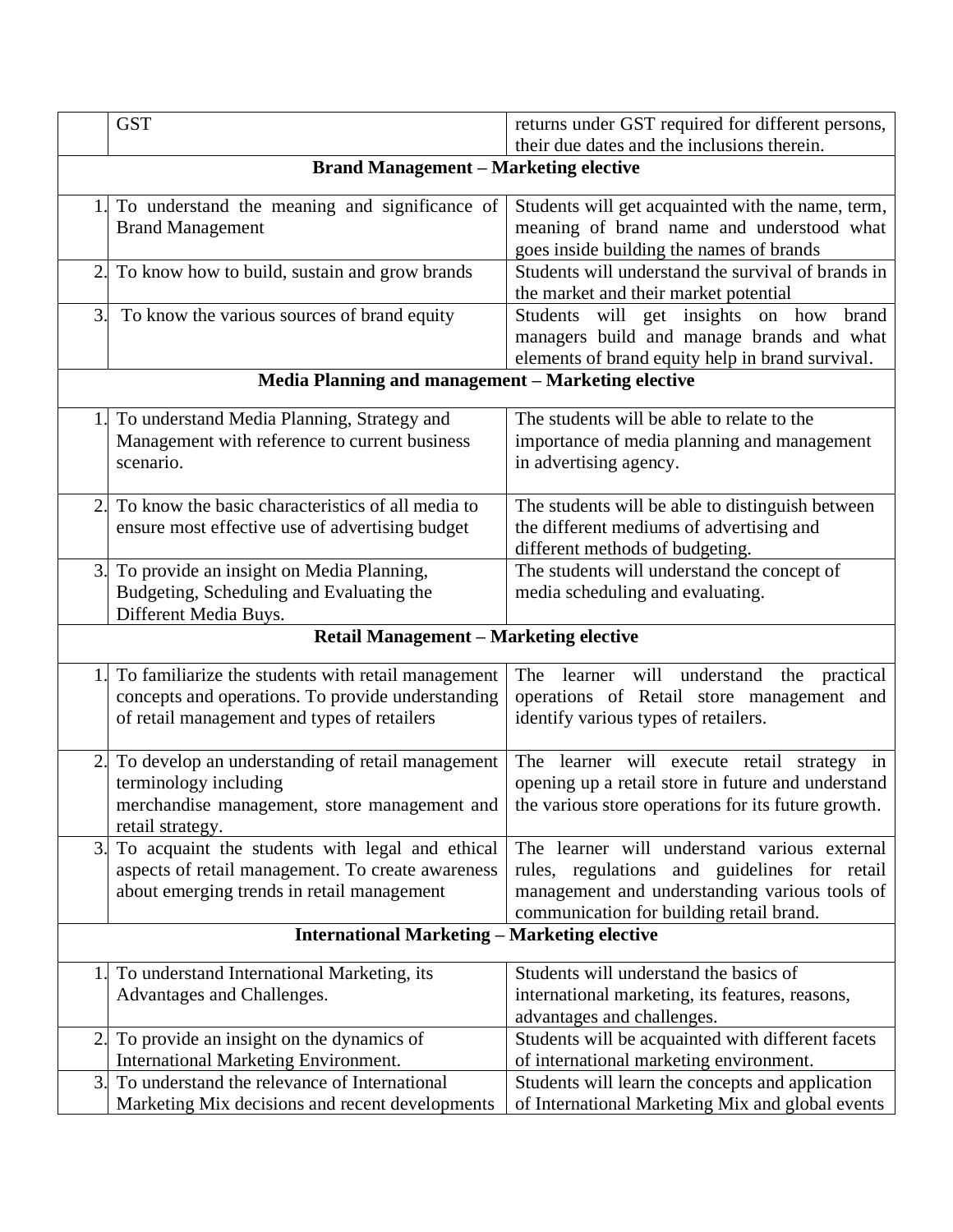| | | |
|---|---|---|
| | GST | returns under GST required for different persons, their due dates and the inclusions therein. |
| **Brand Management – Marketing elective** | | |
| 1. | To understand the meaning and significance of Brand Management | Students will get acquainted with the name, term, meaning of brand name and understood what goes inside building the names of brands |
| 2. | To know how to build, sustain and grow brands | Students will understand the survival of brands in the market and their market potential |
| 3. | To know the various sources of brand equity | Students will get insights on how brand managers build and manage brands and what elements of brand equity help in brand survival. |
| **Media Planning and management – Marketing elective** | | |
| 1. | To understand Media Planning, Strategy and Management with reference to current business scenario. | The students will be able to relate to the importance of media planning and management in advertising agency. |
| 2. | To know the basic characteristics of all media to ensure most effective use of advertising budget | The students will be able to distinguish between the different mediums of advertising and different methods of budgeting. |
| 3. | To provide an insight on Media Planning, Budgeting, Scheduling and Evaluating the Different Media Buys. | The students will understand the concept of media scheduling and evaluating. |
| **Retail Management – Marketing elective** | | |
| 1. | To familiarize the students with retail management concepts and operations. To provide understanding of retail management and types of retailers | The learner will understand the practical operations of Retail store management and identify various types of retailers. |
| 2. | To develop an understanding of retail management terminology including merchandise management, store management and retail strategy. | The learner will execute retail strategy in opening up a retail store in future and understand the various store operations for its future growth. |
| 3. | To acquaint the students with legal and ethical aspects of retail management. To create awareness about emerging trends in retail management | The learner will understand various external rules, regulations and guidelines for retail management and understanding various tools of communication for building retail brand. |
| **International Marketing – Marketing elective** | | |
| 1. | To understand International Marketing, its Advantages and Challenges. | Students will understand the basics of international marketing, its features, reasons, advantages and challenges. |
| 2. | To provide an insight on the dynamics of International Marketing Environment. | Students will be acquainted with different facets of international marketing environment. |
| 3. | To understand the relevance of International Marketing Mix decisions and recent developments | Students will learn the concepts and application of International Marketing Mix and global events |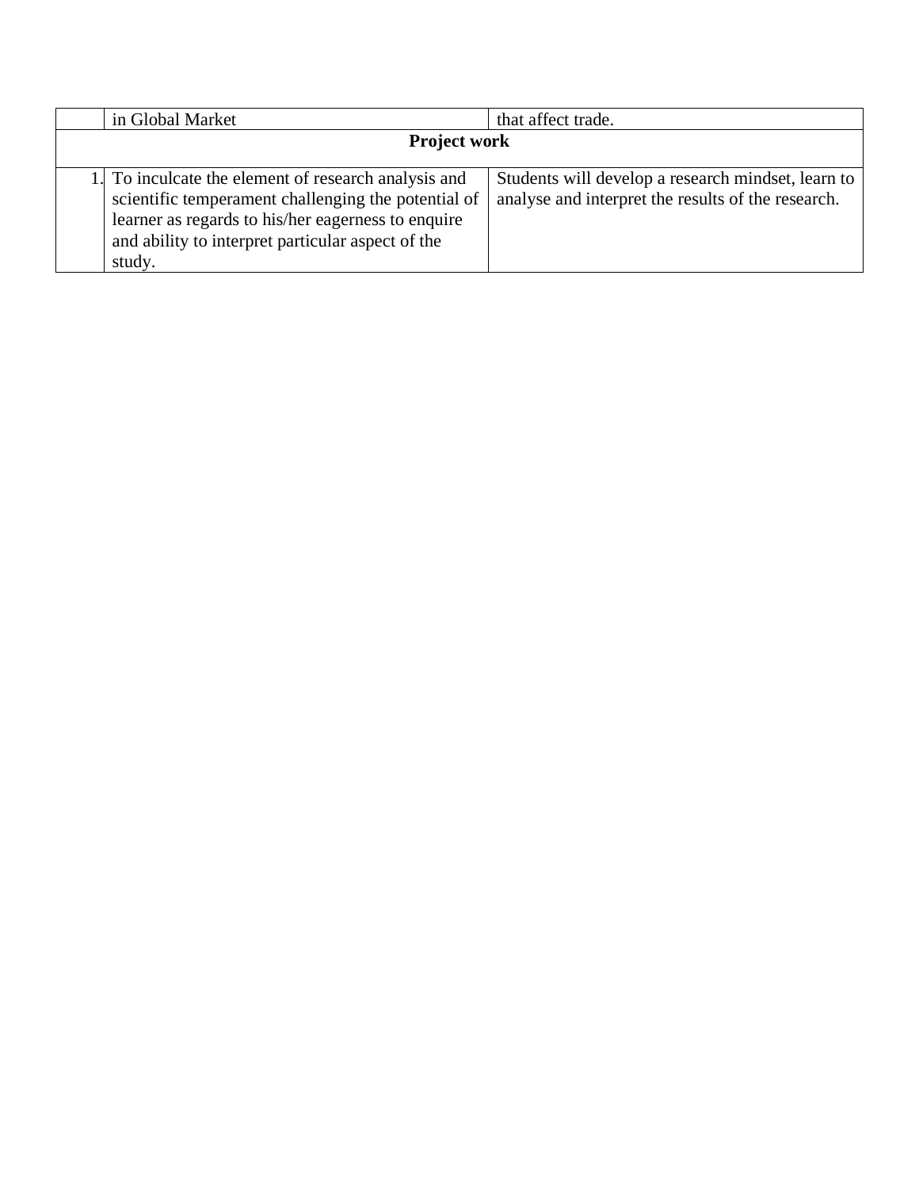| | | |
|---|---|---|
| | in Global Market | that affect trade. |
| | **Project work** | |
| 1. | To inculcate the element of research analysis and scientific temperament challenging the potential of learner as regards to his/her eagerness to enquire and ability to interpret particular aspect of the study. | Students will develop a research mindset, learn to analyse and interpret the results of the research. |